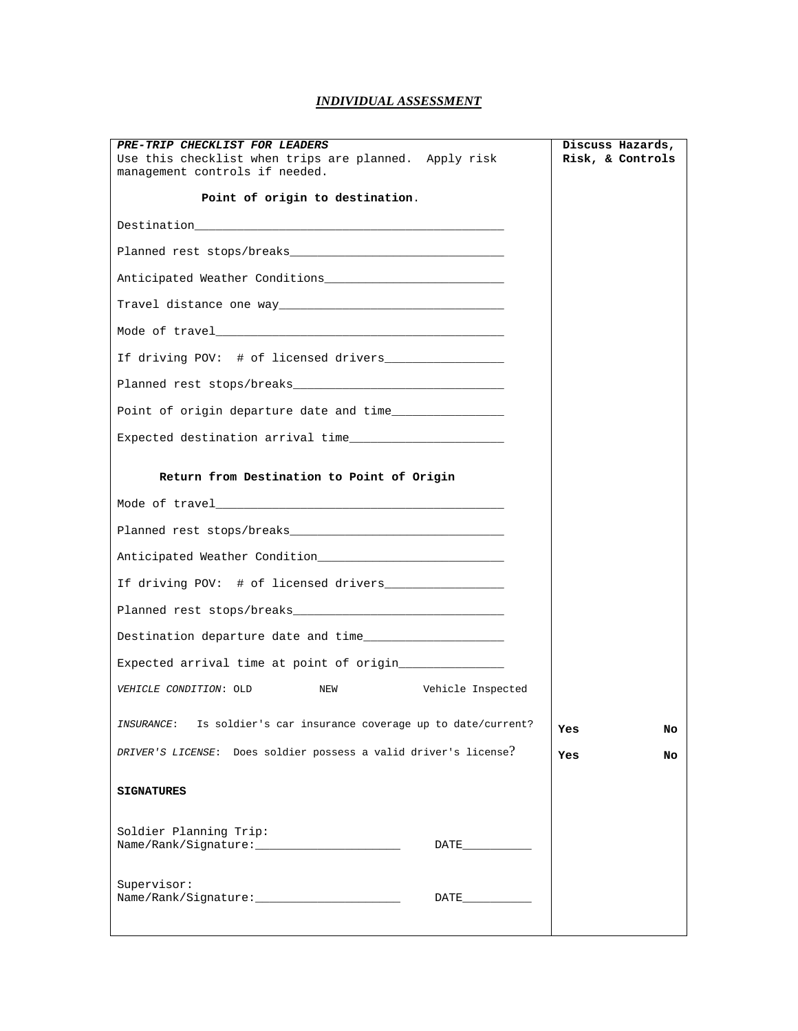## ***INDIVIDUAL ASSESSMENT***

| ***PRE-TRIP CHECKLIST FOR LEADERS*** Use this checklist when trips are planned. Apply risk management controls if needed. | **Discuss Hazards, Risk, & Controls** | |
|---|---|---|
| **Point of origin to destination.** | | |
| Destination_____________________________________________ | | |
| Planned rest stops/breaks______________________________ | | |
| Anticipated Weather Conditions_________________________ | | |
| Travel distance one way________________________________ | | |
| Mode of travel_________________________________________ | | |
| If driving POV: # of licensed drivers________________ | | |
| Planned rest stops/breaks______________________________ | | |
| Point of origin departure date and time_______________ | | |
| Expected destination arrival time_____________________ | | |
| **Return from Destination to Point of Origin** | | |
| Mode of travel_________________________________________ | | |
| Planned rest stops/breaks______________________________ | | |
| Anticipated Weather Condition__________________________ | | |
| If driving POV: # of licensed drivers________________ | | |
| Planned rest stops/breaks______________________________ | | |
| Destination departure date and time___________________ | | |
| Expected arrival time at point of origin______________ | | |
| *VEHICLE CONDITION*: OLD NEW Vehicle Inspected | | |
| *INSURANCE*: Is soldier's car insurance coverage up to date/current? | **Yes** | **No** |
| *DRIVER'S LICENSE*: Does soldier possess a valid driver's license? | **Yes** | **No** |
| **SIGNATURES** | | |
| Soldier Planning Trip: Name/Rank/Signature:_____________________ DATE__________ | | |
| Supervisor: Name/Rank/Signature:_____________________ DATE__________ | | |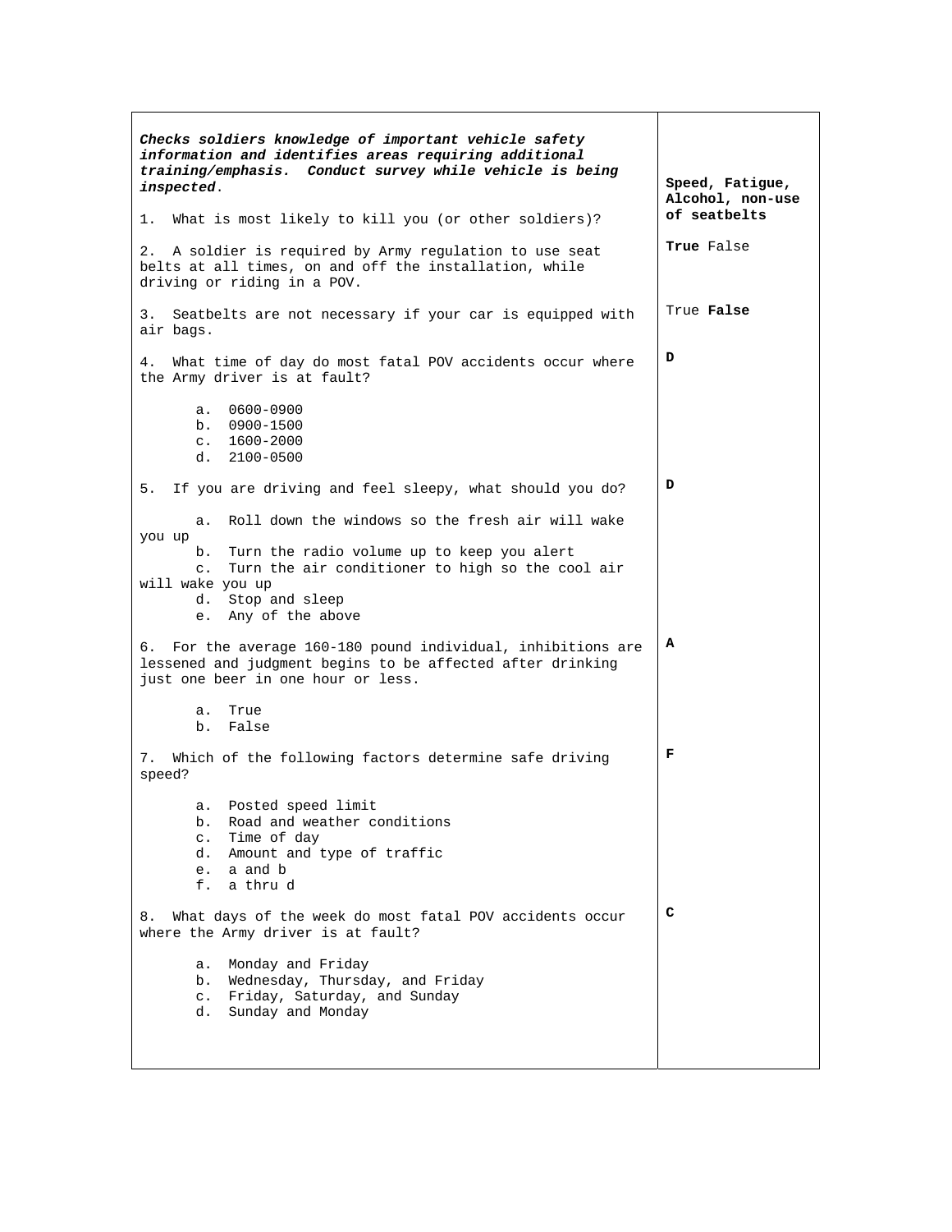| | |
|---|---|
| ***Checks soldiers knowledge of important vehicle safety information and identifies areas requiring additional training/emphasis. Conduct survey while vehicle is being inspected.*** | |
| 1. What is most likely to kill you (or other soldiers)? | **Speed, Fatigue, Alcohol, non-use of seatbelts** |
| 2. A soldier is required by Army regulation to use seat belts at all times, on and off the installation, while driving or riding in a POV. | **True** False |
| 3. Seatbelts are not necessary if your car is equipped with air bags. | True **False** |
| 4. What time of day do most fatal POV accidents occur where the Army driver is at fault?<br><br>a. 0600-0900<br>b. 0900-1500<br>c. 1600-2000<br>d. 2100-0500 | **D** |
| 5. If you are driving and feel sleepy, what should you do?<br><br>a. Roll down the windows so the fresh air will wake you up<br>b. Turn the radio volume up to keep you alert<br>c. Turn the air conditioner to high so the cool air will wake you up<br>d. Stop and sleep<br>e. Any of the above | **D** |
| 6. For the average 160-180 pound individual, inhibitions are lessened and judgment begins to be affected after drinking just one beer in one hour or less.<br><br>a. True<br>b. False | **A** |
| 7. Which of the following factors determine safe driving speed?<br><br>a. Posted speed limit<br>b. Road and weather conditions<br>c. Time of day<br>d. Amount and type of traffic<br>e. a and b<br>f. a thru d | **F** |
| 8. What days of the week do most fatal POV accidents occur where the Army driver is at fault?<br><br>a. Monday and Friday<br>b. Wednesday, Thursday, and Friday<br>c. Friday, Saturday, and Sunday<br>d. Sunday and Monday | **C** |